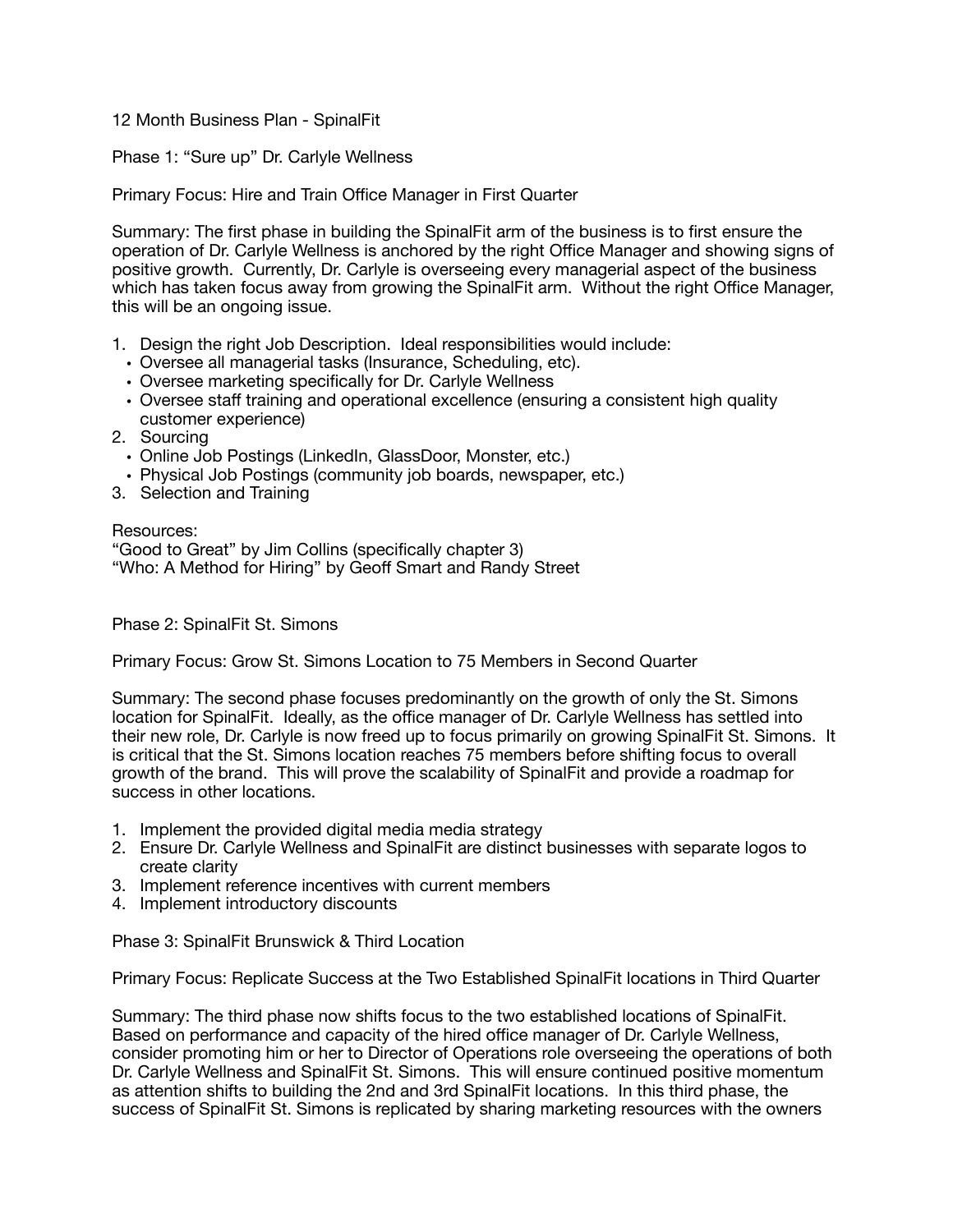# 12 Month Business Plan - SpinalFit

## Phase 1: "Sure up" Dr. Carlyle Wellness

Primary Focus: Hire and Train Office Manager in First Quarter

Summary: The first phase in building the SpinalFit arm of the business is to first ensure the operation of Dr. Carlyle Wellness is anchored by the right Office Manager and showing signs of positive growth. Currently, Dr. Carlyle is overseeing every managerial aspect of the business which has taken focus away from growing the SpinalFit arm. Without the right Office Manager, this will be an ongoing issue.

1. Design the right Job Description. Ideal responsibilities would include:
   - Oversee all managerial tasks (Insurance, Scheduling, etc).
   - Oversee marketing specifically for Dr. Carlyle Wellness
   - Oversee staff training and operational excellence (ensuring a consistent high quality customer experience)
2. Sourcing
   - Online Job Postings (LinkedIn, GlassDoor, Monster, etc.)
   - Physical Job Postings (community job boards, newspaper, etc.)
3. Selection and Training

Resources:
"Good to Great" by Jim Collins (specifically chapter 3)
"Who: A Method for Hiring" by Geoff Smart and Randy Street

## Phase 2: SpinalFit St. Simons

Primary Focus: Grow St. Simons Location to 75 Members in Second Quarter

Summary: The second phase focuses predominantly on the growth of only the St. Simons location for SpinalFit. Ideally, as the office manager of Dr. Carlyle Wellness has settled into their new role, Dr. Carlyle is now freed up to focus primarily on growing SpinalFit St. Simons. It is critical that the St. Simons location reaches 75 members before shifting focus to overall growth of the brand. This will prove the scalability of SpinalFit and provide a roadmap for success in other locations.

1. Implement the provided digital media media strategy
2. Ensure Dr. Carlyle Wellness and SpinalFit are distinct businesses with separate logos to create clarity
3. Implement reference incentives with current members
4. Implement introductory discounts

## Phase 3: SpinalFit Brunswick & Third Location

Primary Focus: Replicate Success at the Two Established SpinalFit locations in Third Quarter

Summary: The third phase now shifts focus to the two established locations of SpinalFit. Based on performance and capacity of the hired office manager of Dr. Carlyle Wellness, consider promoting him or her to Director of Operations role overseeing the operations of both Dr. Carlyle Wellness and SpinalFit St. Simons. This will ensure continued positive momentum as attention shifts to building the 2nd and 3rd SpinalFit locations. In this third phase, the success of SpinalFit St. Simons is replicated by sharing marketing resources with the owners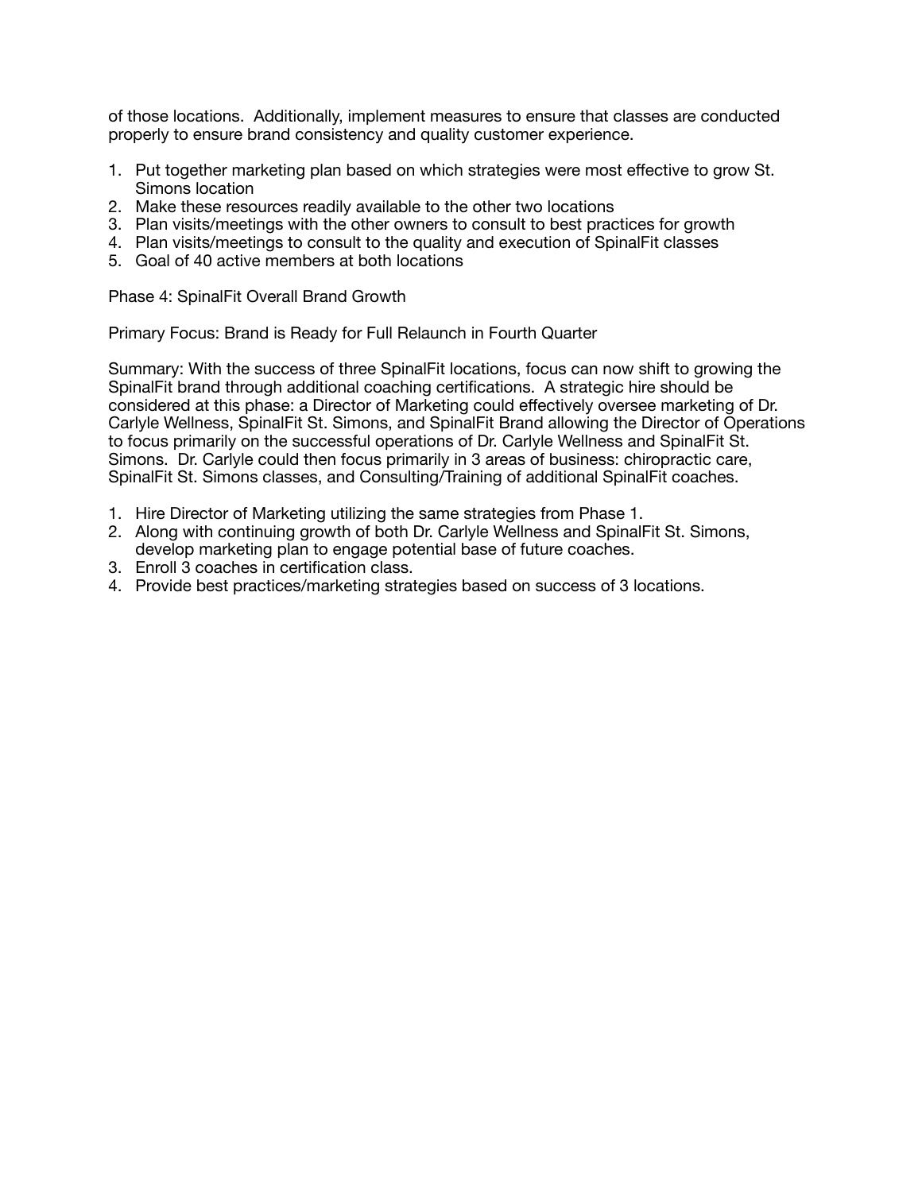of those locations. Additionally, implement measures to ensure that classes are conducted properly to ensure brand consistency and quality customer experience.

1. Put together marketing plan based on which strategies were most effective to grow St. Simons location
2. Make these resources readily available to the other two locations
3. Plan visits/meetings with the other owners to consult to best practices for growth
4. Plan visits/meetings to consult to the quality and execution of SpinalFit classes
5. Goal of 40 active members at both locations

Phase 4: SpinalFit Overall Brand Growth

Primary Focus: Brand is Ready for Full Relaunch in Fourth Quarter

Summary: With the success of three SpinalFit locations, focus can now shift to growing the SpinalFit brand through additional coaching certifications. A strategic hire should be considered at this phase: a Director of Marketing could effectively oversee marketing of Dr. Carlyle Wellness, SpinalFit St. Simons, and SpinalFit Brand allowing the Director of Operations to focus primarily on the successful operations of Dr. Carlyle Wellness and SpinalFit St. Simons. Dr. Carlyle could then focus primarily in 3 areas of business: chiropractic care, SpinalFit St. Simons classes, and Consulting/Training of additional SpinalFit coaches.

1. Hire Director of Marketing utilizing the same strategies from Phase 1.
2. Along with continuing growth of both Dr. Carlyle Wellness and SpinalFit St. Simons, develop marketing plan to engage potential base of future coaches.
3. Enroll 3 coaches in certification class.
4. Provide best practices/marketing strategies based on success of 3 locations.